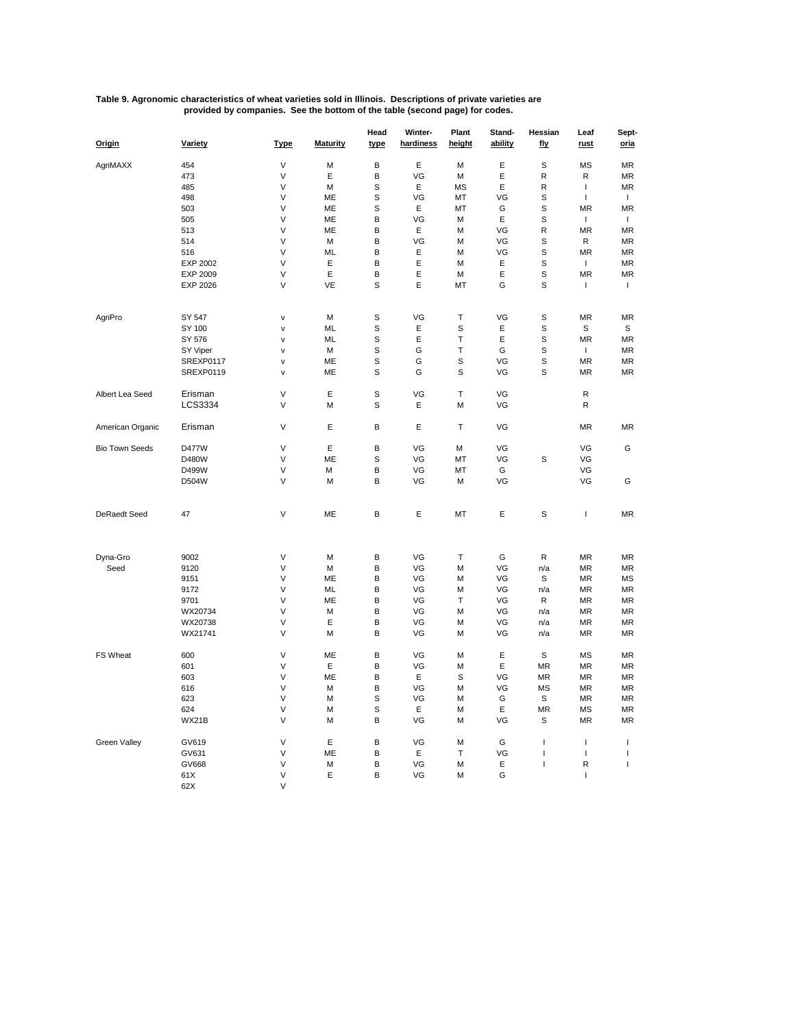**Table 9. Agronomic characteristics of wheat varieties sold in Illinois. Descriptions of private varieties are provided by companies. See the bottom of the table (second page) for codes.**

| Origin | Variety | Type | Maturity | Head type | Winter-hardiness | Plant height | Stand-ability | Hessian fly | Leaf rust | Sept-oria |
|---|---|---|---|---|---|---|---|---|---|---|
| AgriMAXX | 454 | V | M | B | E | M | E | S | MS | MR |
| | 473 | V | E | B | VG | M | E | R | R | MR |
| | 485 | V | M | S | E | MS | E | R | I | MR |
| | 498 | V | ME | S | VG | MT | VG | S | I | I |
| | 503 | V | ME | S | E | MT | G | S | MR | MR |
| | 505 | V | ME | B | VG | M | E | S | I | I |
| | 513 | V | ME | B | E | M | VG | R | MR | MR |
| | 514 | V | M | B | VG | M | VG | S | R | MR |
| | 516 | V | ML | B | E | M | VG | S | MR | MR |
| | EXP 2002 | V | E | B | E | M | E | S | I | MR |
| | EXP 2009 | V | E | B | E | M | E | S | MR | MR |
| | EXP 2026 | V | VE | S | E | MT | G | S | I | I |
| AgriPro | SY 547 | v | M | S | VG | T | VG | S | MR | MR |
| | SY 100 | v | ML | S | E | S | E | S | S | S |
| | SY 576 | v | ML | S | E | T | E | S | MR | MR |
| | SY Viper | v | M | S | G | T | G | S | I | MR |
| | SREXP0117 | v | ME | S | G | S | VG | S | MR | MR |
| | SREXP0119 | v | ME | S | G | S | VG | S | MR | MR |
| Albert Lea Seed | Erisman | V | E | S | VG | T | VG | | R | |
| | LCS3334 | V | M | S | E | M | VG | | R | |
| American Organic | Erisman | V | E | B | E | T | VG | | MR | MR |
| Bio Town Seeds | D477W | V | E | B | VG | M | VG | | VG | G |
| | D480W | V | ME | S | VG | MT | VG | S | VG | |
| | D499W | V | M | B | VG | MT | G | | VG | |
| | D504W | V | M | B | VG | M | VG | | VG | G |
| DeRaedt Seed | 47 | V | ME | B | E | MT | E | S | I | MR |
| Dyna-Gro | 9002 | V | M | B | VG | T | G | R | MR | MR |
| Seed | 9120 | V | M | B | VG | M | VG | n/a | MR | MR |
| | 9151 | V | ME | B | VG | M | VG | S | MR | MS |
| | 9172 | V | ML | B | VG | M | VG | n/a | MR | MR |
| | 9701 | V | ME | B | VG | T | VG | R | MR | MR |
| | WX20734 | V | M | B | VG | M | VG | n/a | MR | MR |
| | WX20738 | V | E | B | VG | M | VG | n/a | MR | MR |
| | WX21741 | V | M | B | VG | M | VG | n/a | MR | MR |
| FS Wheat | 600 | V | ME | B | VG | M | E | S | MS | MR |
| | 601 | V | E | B | VG | M | E | MR | MR | MR |
| | 603 | V | ME | B | E | S | VG | MR | MR | MR |
| | 616 | V | M | B | VG | M | VG | MS | MR | MR |
| | 623 | V | M | S | VG | M | G | S | MR | MR |
| | 624 | V | M | S | E | M | E | MR | MS | MR |
| | WX21B | V | M | B | VG | M | VG | S | MR | MR |
| Green Valley | GV619 | V | E | B | VG | M | G | I | I | I |
| | GV631 | V | ME | B | E | T | VG | I | I | I |
| | GV668 | V | M | B | VG | M | E | I | R | I |
| | 61X | V | E | B | VG | M | G | | I | |
| | 62X | V | | | | | | | | |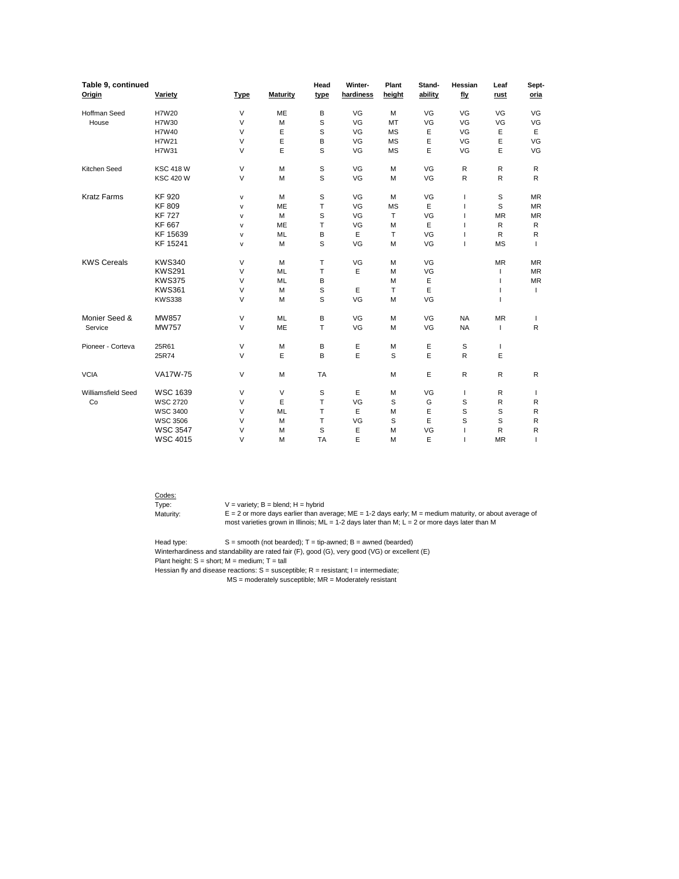| Table 9, continued Origin | Variety | Type | Maturity | Head type | Winter-hardiness | Plant height | Stand-ability | Hessian fly | Leaf rust | Sept-oria |
|---|---|---|---|---|---|---|---|---|---|---|
| Hoffman Seed House | H7W20 | V | ME | B | VG | M | VG | VG | VG | VG |
| | H7W30 | V | M | S | VG | MT | VG | VG | VG | VG |
| | H7W40 | V | E | S | VG | MS | E | VG | E | E |
| | H7W21 | V | E | B | VG | MS | E | VG | E | VG |
| | H7W31 | V | E | S | VG | MS | E | VG | E | VG |
| Kitchen Seed | KSC 418 W | V | M | S | VG | M | VG | R | R | R |
| | KSC 420 W | V | M | S | VG | M | VG | R | R | R |
| Kratz Farms | KF 920 | v | M | S | VG | M | VG | I | S | MR |
| | KF 809 | v | ME | T | VG | MS | E | I | S | MR |
| | KF 727 | v | M | S | VG | T | VG | I | MR | MR |
| | KF 667 | v | ME | T | VG | M | E | I | R | R |
| | KF 15639 | v | ML | B | E | T | VG | I | R | R |
| | KF 15241 | v | M | S | VG | M | VG | I | MS | I |
| KWS Cereals | KWS340 | V | M | T | VG | M | VG | | MR | MR |
| | KWS291 | V | ML | T | E | M | VG | | I | MR |
| | KWS375 | V | ML | B | | M | E | | I | MR |
| | KWS361 | V | M | S | E | T | E | | I | I |
| | KWS338 | V | M | S | VG | M | VG | | I | |
| Monier Seed & Service | MW857 | V | ML | B | VG | M | VG | NA | MR | I |
| | MW757 | V | ME | T | VG | M | VG | NA | I | R |
| Pioneer - Corteva | 25R61 | V | M | B | E | M | E | S | I | |
| | 25R74 | V | E | B | E | S | E | R | E | |
| VCIA | VA17W-75 | V | M | TA | | M | E | R | R | R |
| Williamsfield Seed Co | WSC 1639 | V | V | S | E | M | VG | I | R | I |
| | WSC 2720 | V | E | T | VG | S | G | S | R | R |
| | WSC 3400 | V | ML | T | E | M | E | S | S | R |
| | WSC 3506 | V | M | T | VG | S | E | S | S | R |
| | WSC 3547 | V | M | S | E | M | VG | I | R | R |
| | WSC 4015 | V | M | TA | E | M | E | I | MR | I |

Codes:

Type: V = variety; B = blend; H = hybrid

Maturity: E = 2 or more days earlier than average; ME = 1-2 days early; M = medium maturity, or about average of most varieties grown in Illinois; ML = 1-2 days later than M; L = 2 or more days later than M

Head type: S = smooth (not bearded); T = tip-awned; B = awned (bearded)

Winterhardiness and standability are rated fair (F), good (G), very good (VG) or excellent (E)

Plant height: S = short; M = medium; T = tall

Hessian fly and disease reactions: S = susceptible; R = resistant; I = intermediate;
MS = moderately susceptible; MR = Moderately resistant